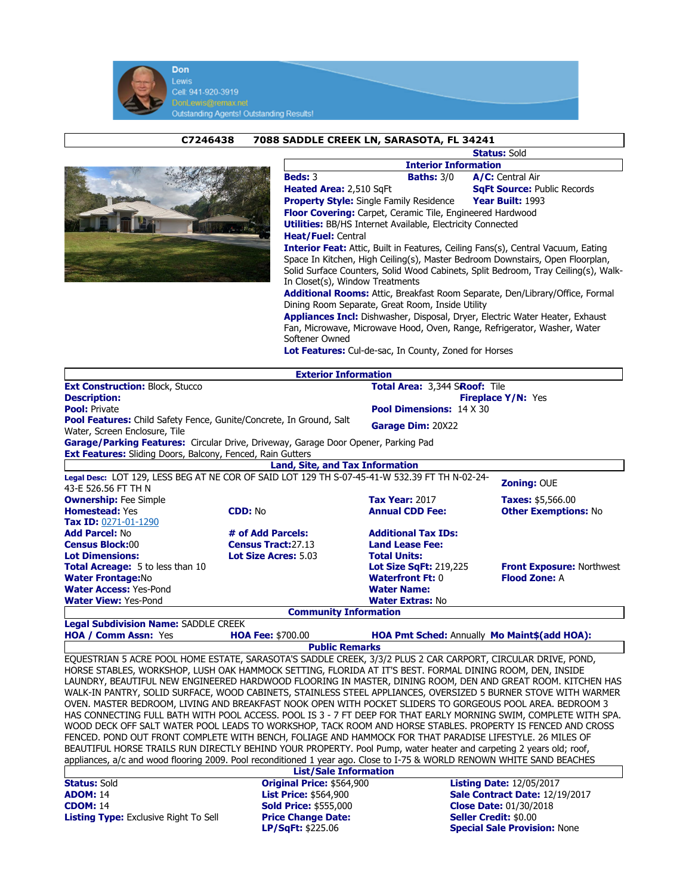Don
Lewis
Cell: 941-920-3919
DonLewis@remax.net
Outstanding Agents! Outstanding Results!

## C7246438 7088 SADDLE CREEK LN, SARASOTA, FL 34241

**Status:** Sold

### Interior Information

**Beds:** 3 **Baths:** 3/0 **A/C:** Central Air
**Heated Area:** 2,510 SqFt **SqFt Source:** Public Records
**Property Style:** Single Family Residence **Year Built:** 1993
**Floor Covering:** Carpet, Ceramic Tile, Engineered Hardwood
**Utilities:** BB/HS Internet Available, Electricity Connected
**Heat/Fuel:** Central
**Interior Feat:** Attic, Built in Features, Ceiling Fans(s), Central Vacuum, Eating Space In Kitchen, High Ceiling(s), Master Bedroom Downstairs, Open Floorplan, Solid Surface Counters, Solid Wood Cabinets, Split Bedroom, Tray Ceiling(s), Walk-In Closet(s), Window Treatments
**Additional Rooms:** Attic, Breakfast Room Separate, Den/Library/Office, Formal Dining Room Separate, Great Room, Inside Utility
**Appliances Incl:** Dishwasher, Disposal, Dryer, Electric Water Heater, Exhaust Fan, Microwave, Microwave Hood, Oven, Range, Refrigerator, Washer, Water Softener Owned
**Lot Features:** Cul-de-sac, In County, Zoned for Horses

### Exterior Information

**Ext Construction:** Block, Stucco
**Total Area:** 3,344 SqFt **Roof:** Tile
**Description:**
**Fireplace Y/N:** Yes
**Pool:** Private
**Pool Dimensions:** 14 X 30
**Pool Features:** Child Safety Fence, Gunite/Concrete, In Ground, Salt Water, Screen Enclosure, Tile
**Garage Dim:** 20X22
**Garage/Parking Features:** Circular Drive, Driveway, Garage Door Opener, Parking Pad
**Ext Features:** Sliding Doors, Balcony, Fenced, Rain Gutters

### Land, Site, and Tax Information

**Legal Desc:** LOT 129, LESS BEG AT NE COR OF SAID LOT 129 TH S-07-45-41-W 532.39 FT TH N-02-24-43-E 526.56 FT TH N
**Zoning:** OUE

| | | | |
|---|---|---|---|
| **Ownership:** Fee Simple | | **Tax Year:** 2017 | **Taxes:** $5,566.00 |
| **Homestead:** Yes | **CDD:** No | **Annual CDD Fee:** | **Other Exemptions:** No |
| **Tax ID:** 0271-01-1290 | | | |
| **Add Parcel:** No | **# of Add Parcels:** | **Additional Tax IDs:** | |
| **Census Block:** 00 | **Census Tract:** 27.13 | **Land Lease Fee:** | |
| **Lot Dimensions:** | **Lot Size Acres:** 5.03 | **Total Units:** | |
| **Total Acreage:** 5 to less than 10 | | **Lot Size SqFt:** 219,225 | **Front Exposure:** Northwest |
| **Water Frontage:** No | | **Waterfront Ft:** 0 | **Flood Zone:** A |
| **Water Access:** Yes-Pond | | **Water Name:** | |
| **Water View:** Yes-Pond | | **Water Extras:** No | |

### Community Information

**Legal Subdivision Name:** SADDLE CREEK
**HOA / Comm Assn:** Yes **HOA Fee:** $700.00 **HOA Pmt Sched:** Annually **Mo Maint$(add HOA):**

### Public Remarks

EQUESTRIAN 5 ACRE POOL HOME ESTATE, SARASOTA'S SADDLE CREEK, 3/3/2 PLUS 2 CAR CARPORT, CIRCULAR DRIVE, POND, HORSE STABLES, WORKSHOP, LUSH OAK HAMMOCK SETTING, FLORIDA AT IT'S BEST. FORMAL DINING ROOM, DEN, INSIDE LAUNDRY, BEAUTIFUL NEW ENGINEERED HARDWOOD FLOORING IN MASTER, DINING ROOM, DEN AND GREAT ROOM. KITCHEN HAS WALK-IN PANTRY, SOLID SURFACE, WOOD CABINETS, STAINLESS STEEL APPLIANCES, OVERSIZED 5 BURNER STOVE WITH WARMER OVEN. MASTER BEDROOM, LIVING AND BREAKFAST NOOK OPEN WITH POCKET SLIDERS TO GORGEOUS POOL AREA. BEDROOM 3 HAS CONNECTING FULL BATH WITH POOL ACCESS. POOL IS 3 - 7 FT DEEP FOR THAT EARLY MORNING SWIM, COMPLETE WITH SPA. WOOD DECK OFF SALT WATER POOL LEADS TO WORKSHOP, TACK ROOM AND HORSE STABLES. PROPERTY IS FENCED AND CROSS FENCED. POND OUT FRONT COMPLETE WITH BENCH, FOLIAGE AND HAMMOCK FOR THAT PARADISE LIFESTYLE. 26 MILES OF BEAUTIFUL HORSE TRAILS RUN DIRECTLY BEHIND YOUR PROPERTY. Pool Pump, water heater and carpeting 2 years old; roof, appliances, a/c and wood flooring 2009. Pool reconditioned 1 year ago. Close to I-75 & WORLD RENOWN WHITE SAND BEACHES

### List/Sale Information

| | | |
|---|---|---|
| **Status:** Sold | **Original Price:** $564,900 | **Listing Date:** 12/05/2017 |
| **ADOM:** 14 | **List Price:** $564,900 | **Sale Contract Date:** 12/19/2017 |
| **CDOM:** 14 | **Sold Price:** $555,000 | **Close Date:** 01/30/2018 |
| **Listing Type:** Exclusive Right To Sell | **Price Change Date:** | **Seller Credit:** $0.00 |
| | **LP/SqFt:** $225.06 | **Special Sale Provision:** None |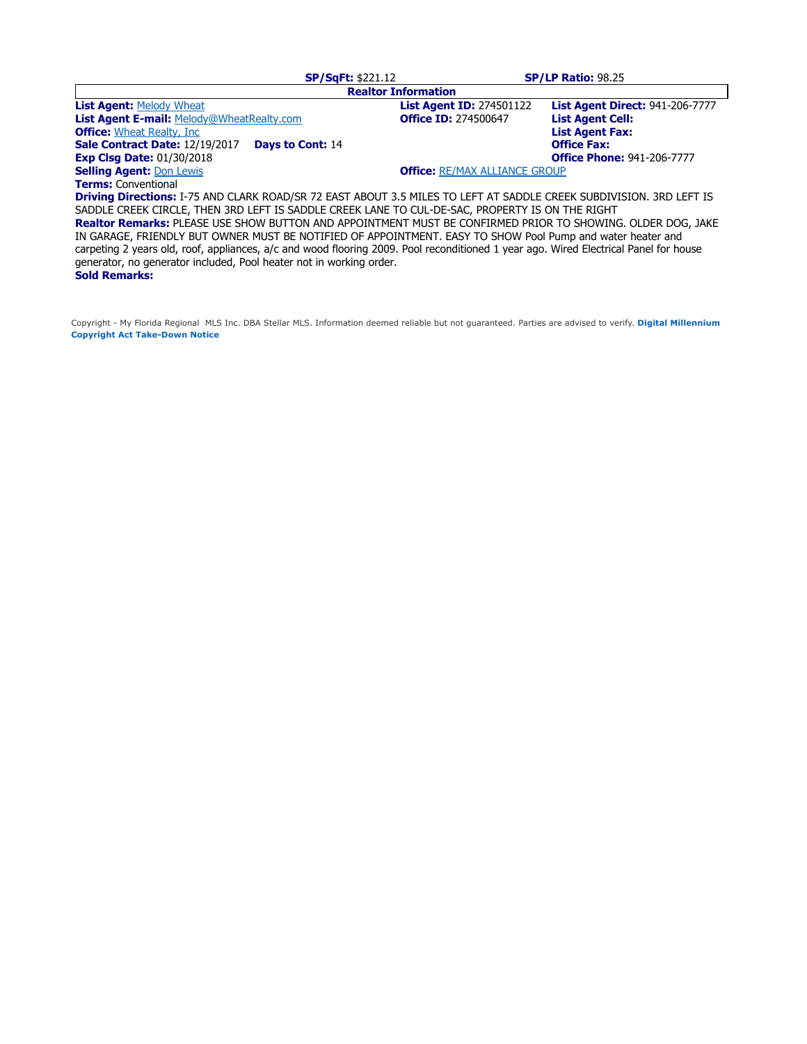**SP/SqFt:** $221.12 **SP/LP Ratio:** 98.25

**Realtor Information**

**List Agent:** Melody Wheat
**List Agent ID:** 274501122
**List Agent Direct:** 941-206-7777
**List Agent E-mail:** Melody@WheatRealty.com
**Office ID:** 274500647
**List Agent Cell:**
**Office:** Wheat Realty, Inc
**List Agent Fax:**
**Sale Contract Date:** 12/19/2017 **Days to Cont:** 14
**Office Fax:**
**Exp Clsg Date:** 01/30/2018
**Office Phone:** 941-206-7777
**Selling Agent:** Don Lewis
**Office:** RE/MAX ALLIANCE GROUP
**Terms:** Conventional

**Driving Directions:** I-75 AND CLARK ROAD/SR 72 EAST ABOUT 3.5 MILES TO LEFT AT SADDLE CREEK SUBDIVISION. 3RD LEFT IS SADDLE CREEK CIRCLE, THEN 3RD LEFT IS SADDLE CREEK LANE TO CUL-DE-SAC, PROPERTY IS ON THE RIGHT

**Realtor Remarks:** PLEASE USE SHOW BUTTON AND APPOINTMENT MUST BE CONFIRMED PRIOR TO SHOWING. OLDER DOG, JAKE IN GARAGE, FRIENDLY BUT OWNER MUST BE NOTIFIED OF APPOINTMENT. EASY TO SHOW Pool Pump and water heater and carpeting 2 years old, roof, appliances, a/c and wood flooring 2009. Pool reconditioned 1 year ago. Wired Electrical Panel for house generator, no generator included, Pool heater not in working order.

**Sold Remarks:**

Copyright - My Florida Regional MLS Inc. DBA Stellar MLS. Information deemed reliable but not guaranteed. Parties are advised to verify. **Digital Millennium Copyright Act Take-Down Notice**